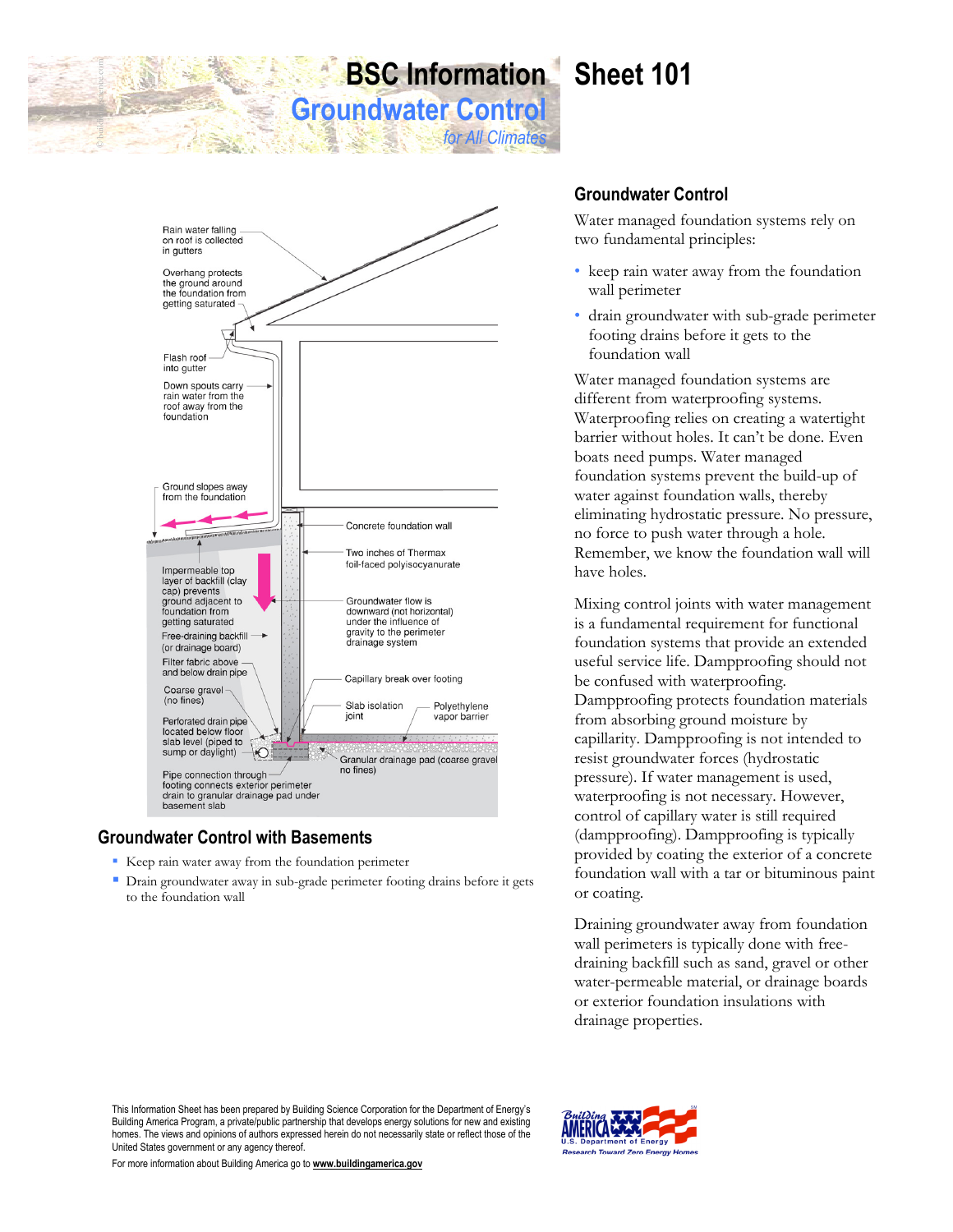# BSC Information Sheet 101

## Groundwater Control

*for All Climates*

Rain water falling on roof is collected in gutters

Overhang protects the ground around the foundation from getting saturated

Flash roof into gutter

Down spouts carry rain water from the roof away from the foundation

Ground slopes away from the foundation

Impermeable top layer of backfill (clay cap) prevents ground adjacent to foundation from getting saturated

Free-draining backfill (or drainage board)

Filter fabric above and below drain pipe

Coarse gravel (no fines)

Perforated drain pipe located below floor slab level (piped to sump or daylight)

Pipe connection through footing connects exterior perimeter drain to granular drainage pad under basement slab

Concrete foundation wall

Two inches of Thermax foil-faced polyisocyanurate

Groundwater flow is downward (not horizontal) under the influence of gravity to the perimeter drainage system

Capillary break over footing

Slab isolation joint

Polyethylene vapor barrier

Granular drainage pad (coarse gravel no fines)

## Groundwater Control with Basements

- Keep rain water away from the foundation perimeter
- Drain groundwater away in sub-grade perimeter footing drains before it gets to the foundation wall

## Groundwater Control

Water managed foundation systems rely on two fundamental principles:

- keep rain water away from the foundation wall perimeter
- drain groundwater with sub-grade perimeter footing drains before it gets to the foundation wall

Water managed foundation systems are different from waterproofing systems. Waterproofing relies on creating a watertight barrier without holes. It can't be done. Even boats need pumps. Water managed foundation systems prevent the build-up of water against foundation walls, thereby eliminating hydrostatic pressure. No pressure, no force to push water through a hole. Remember, we know the foundation wall will have holes.

Mixing control joints with water management is a fundamental requirement for functional foundation systems that provide an extended useful service life. Dampproofing should not be confused with waterproofing. Dampproofing protects foundation materials from absorbing ground moisture by capillarity. Dampproofing is not intended to resist groundwater forces (hydrostatic pressure). If water management is used, waterproofing is not necessary. However, control of capillary water is still required (dampproofing). Dampproofing is typically provided by coating the exterior of a concrete foundation wall with a tar or bituminous paint or coating.

Draining groundwater away from foundation wall perimeters is typically done with free-draining backfill such as sand, gravel or other water-permeable material, or drainage boards or exterior foundation insulations with drainage properties.

This Information Sheet has been prepared by Building Science Corporation for the Department of Energy's Building America Program, a private/public partnership that develops energy solutions for new and existing homes. The views and opinions of authors expressed herein do not necessarily state or reflect those of the United States government or any agency thereof.

For more information about Building America go to **www.buildingamerica.gov**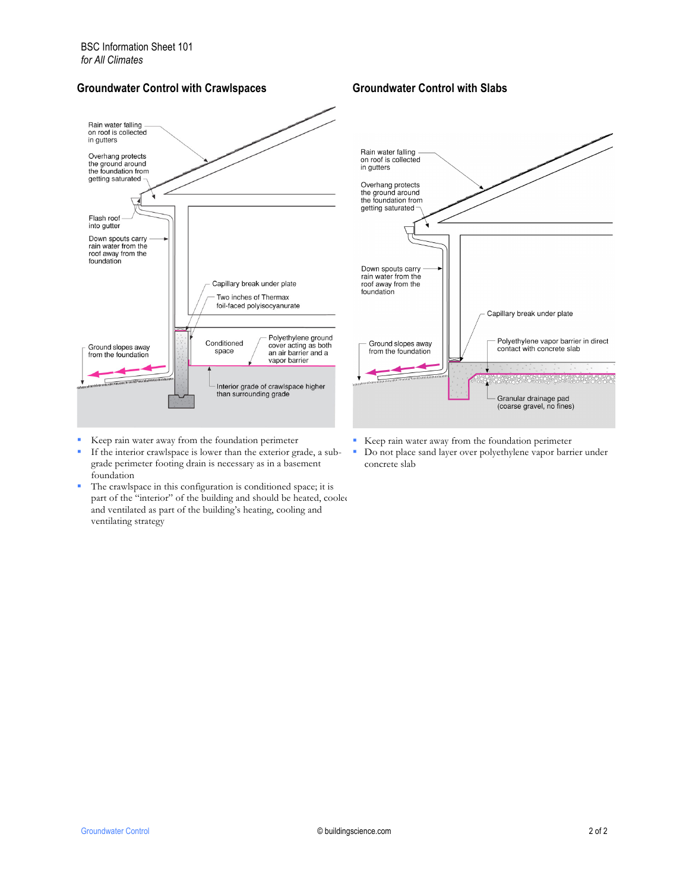## Groundwater Control with Crawlspaces

Rain water falling on roof is collected in gutters

Overhang protects the ground around the foundation from getting saturated

Flash roof into gutter

Down spouts carry rain water from the roof away from the foundation

Capillary break under plate

Two inches of Thermax foil-faced polyisocyanurate

Conditioned space

Polyethylene ground cover acting as both an air barrier and a vapor barrier

Ground slopes away from the foundation

Interior grade of crawlspace higher than surrounding grade

- Keep rain water away from the foundation perimeter
- If the interior crawlspace is lower than the exterior grade, a sub-grade perimeter footing drain is necessary as in a basement foundation
- The crawlspace in this configuration is conditioned space; it is part of the "interior" of the building and should be heated, cooled and ventilated as part of the building's heating, cooling and ventilating strategy

## Groundwater Control with Slabs

Rain water falling on roof is collected in gutters

Overhang protects the ground around the foundation from getting saturated

Down spouts carry rain water from the roof away from the foundation

Capillary break under plate

Ground slopes away from the foundation

Polyethylene vapor barrier in direct contact with concrete slab

Granular drainage pad (coarse gravel, no fines)

- Keep rain water away from the foundation perimeter
- Do not place sand layer over polyethylene vapor barrier under concrete slab